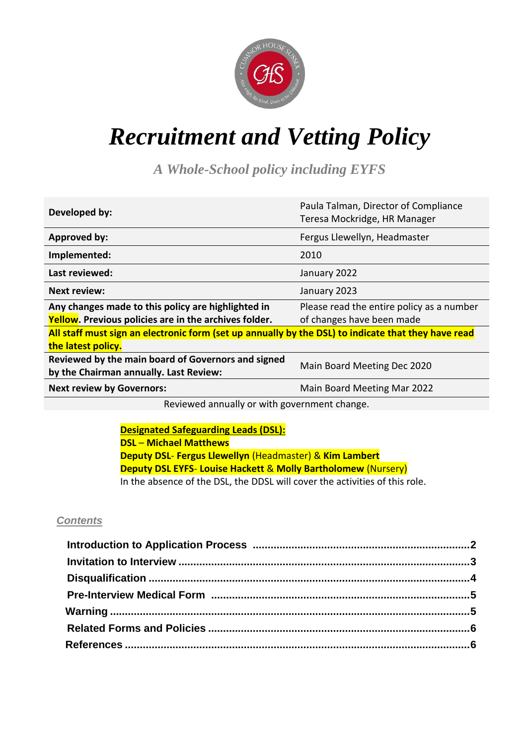# *Recruitment and Vetting Policy*

***A Whole-School policy including EYFS***

| | |
|---|---|
| **Developed by:** | Paula Talman, Director of Compliance<br>Teresa Mockridge, HR Manager |
| **Approved by:** | Fergus Llewellyn, Headmaster |
| **Implemented:** | 2010 |
| **Last reviewed:** | January 2022 |
| **Next review:** | January 2023 |
| **Any changes made to this policy are highlighted in Yellow. Previous policies are in the archives folder.** | Please read the entire policy as a number of changes have been made |
| **All staff must sign an electronic form (set up annually by the DSL) to indicate that they have read the latest policy.** | |
| **Reviewed by the main board of Governors and signed by the Chairman annually. Last Review:** | Main Board Meeting Dec 2020 |
| **Next review by Governors:** | Main Board Meeting Mar 2022 |
| Reviewed annually or with government change. | |

**Designated Safeguarding Leads (DSL):**
**DSL** – **Michael Matthews**
**Deputy DSL**- **Fergus Llewellyn** (Headmaster) & **Kim Lambert**
**Deputy DSL EYFS**- **Louise Hackett** & **Molly Bartholomew** (Nursery)
In the absence of the DSL, the DDSL will cover the activities of this role.

***Contents***

**Introduction to Application Process** ........................................ **2**
**Invitation to Interview** ........................................ **3**
**Disqualification** ........................................ **4**
**Pre-Interview Medical Form** ........................................ **5**
**Warning** ........................................ **5**
**Related Forms and Policies** ........................................ **6**
**References** ........................................ **6**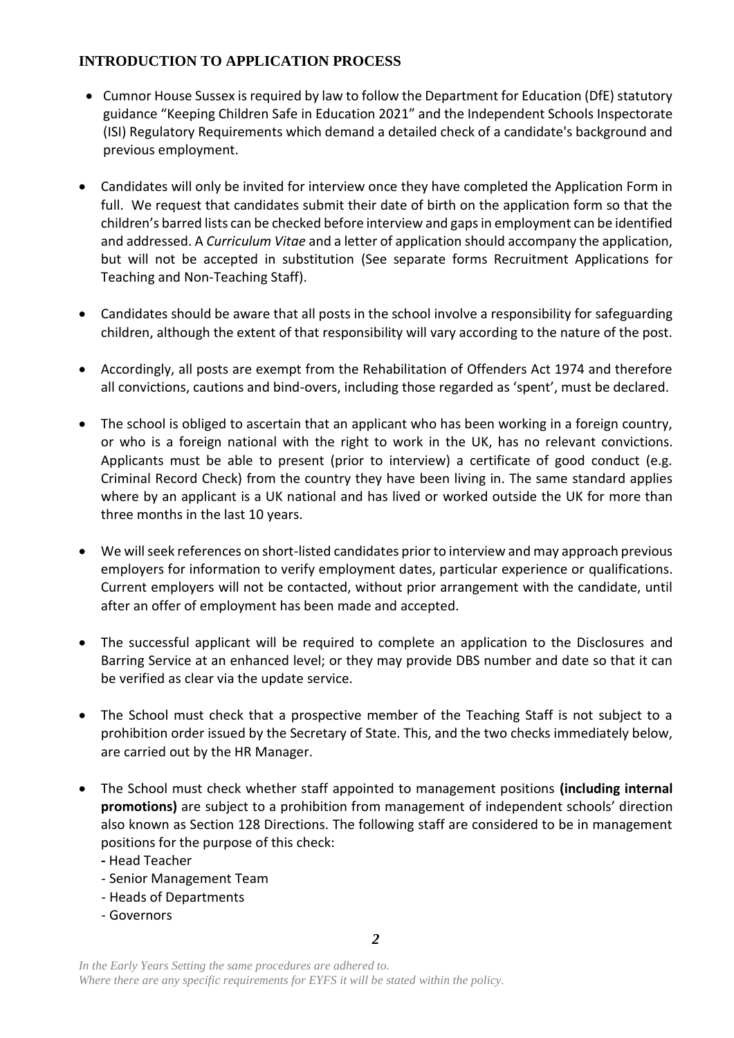## INTRODUCTION TO APPLICATION PROCESS

- Cumnor House Sussex is required by law to follow the Department for Education (DfE) statutory guidance "Keeping Children Safe in Education 2021" and the Independent Schools Inspectorate (ISI) Regulatory Requirements which demand a detailed check of a candidate's background and previous employment.
- Candidates will only be invited for interview once they have completed the Application Form in full. We request that candidates submit their date of birth on the application form so that the children's barred lists can be checked before interview and gaps in employment can be identified and addressed. A *Curriculum Vitae* and a letter of application should accompany the application, but will not be accepted in substitution (See separate forms Recruitment Applications for Teaching and Non-Teaching Staff).
- Candidates should be aware that all posts in the school involve a responsibility for safeguarding children, although the extent of that responsibility will vary according to the nature of the post.
- Accordingly, all posts are exempt from the Rehabilitation of Offenders Act 1974 and therefore all convictions, cautions and bind-overs, including those regarded as 'spent', must be declared.
- The school is obliged to ascertain that an applicant who has been working in a foreign country, or who is a foreign national with the right to work in the UK, has no relevant convictions. Applicants must be able to present (prior to interview) a certificate of good conduct (e.g. Criminal Record Check) from the country they have been living in. The same standard applies where by an applicant is a UK national and has lived or worked outside the UK for more than three months in the last 10 years.
- We will seek references on short-listed candidates prior to interview and may approach previous employers for information to verify employment dates, particular experience or qualifications. Current employers will not be contacted, without prior arrangement with the candidate, until after an offer of employment has been made and accepted.
- The successful applicant will be required to complete an application to the Disclosures and Barring Service at an enhanced level; or they may provide DBS number and date so that it can be verified as clear via the update service.
- The School must check that a prospective member of the Teaching Staff is not subject to a prohibition order issued by the Secretary of State. This, and the two checks immediately below, are carried out by the HR Manager.
- The School must check whether staff appointed to management positions **(including internal promotions)** are subject to a prohibition from management of independent schools' direction also known as Section 128 Directions. The following staff are considered to be in management positions for the purpose of this check:
  - Head Teacher
  - Senior Management Team
  - Heads of Departments
  - Governors

*In the Early Years Setting the same procedures are adhered to.*
*Where there are any specific requirements for EYFS it will be stated within the policy.*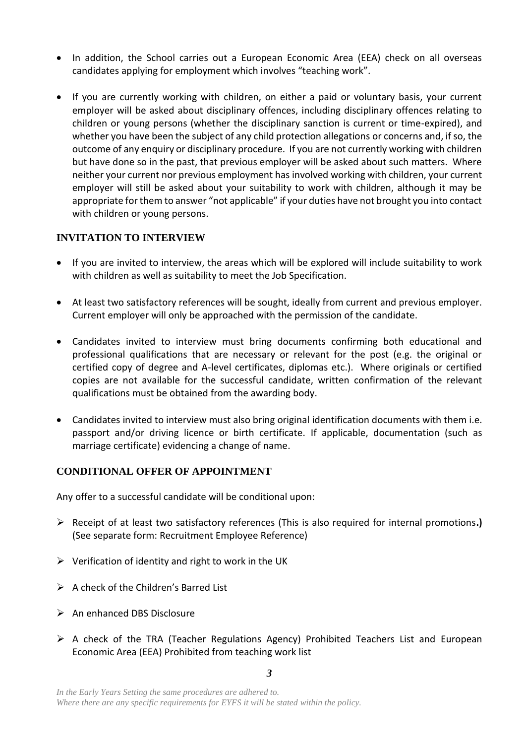- In addition, the School carries out a European Economic Area (EEA) check on all overseas candidates applying for employment which involves "teaching work".

- If you are currently working with children, on either a paid or voluntary basis, your current employer will be asked about disciplinary offences, including disciplinary offences relating to children or young persons (whether the disciplinary sanction is current or time-expired), and whether you have been the subject of any child protection allegations or concerns and, if so, the outcome of any enquiry or disciplinary procedure. If you are not currently working with children but have done so in the past, that previous employer will be asked about such matters. Where neither your current nor previous employment has involved working with children, your current employer will still be asked about your suitability to work with children, although it may be appropriate for them to answer "not applicable" if your duties have not brought you into contact with children or young persons.

## INVITATION TO INTERVIEW

- If you are invited to interview, the areas which will be explored will include suitability to work with children as well as suitability to meet the Job Specification.

- At least two satisfactory references will be sought, ideally from current and previous employer. Current employer will only be approached with the permission of the candidate.

- Candidates invited to interview must bring documents confirming both educational and professional qualifications that are necessary or relevant for the post (e.g. the original or certified copy of degree and A-level certificates, diplomas etc.). Where originals or certified copies are not available for the successful candidate, written confirmation of the relevant qualifications must be obtained from the awarding body.

- Candidates invited to interview must also bring original identification documents with them i.e. passport and/or driving licence or birth certificate. If applicable, documentation (such as marriage certificate) evidencing a change of name.

## CONDITIONAL OFFER OF APPOINTMENT

Any offer to a successful candidate will be conditional upon:

- Receipt of at least two satisfactory references (This is also required for internal promotions**.)** (See separate form: Recruitment Employee Reference)

- Verification of identity and right to work in the UK

- A check of the Children's Barred List

- An enhanced DBS Disclosure

- A check of the TRA (Teacher Regulations Agency) Prohibited Teachers List and European Economic Area (EEA) Prohibited from teaching work list

*In the Early Years Setting the same procedures are adhered to.*
*Where there are any specific requirements for EYFS it will be stated within the policy.*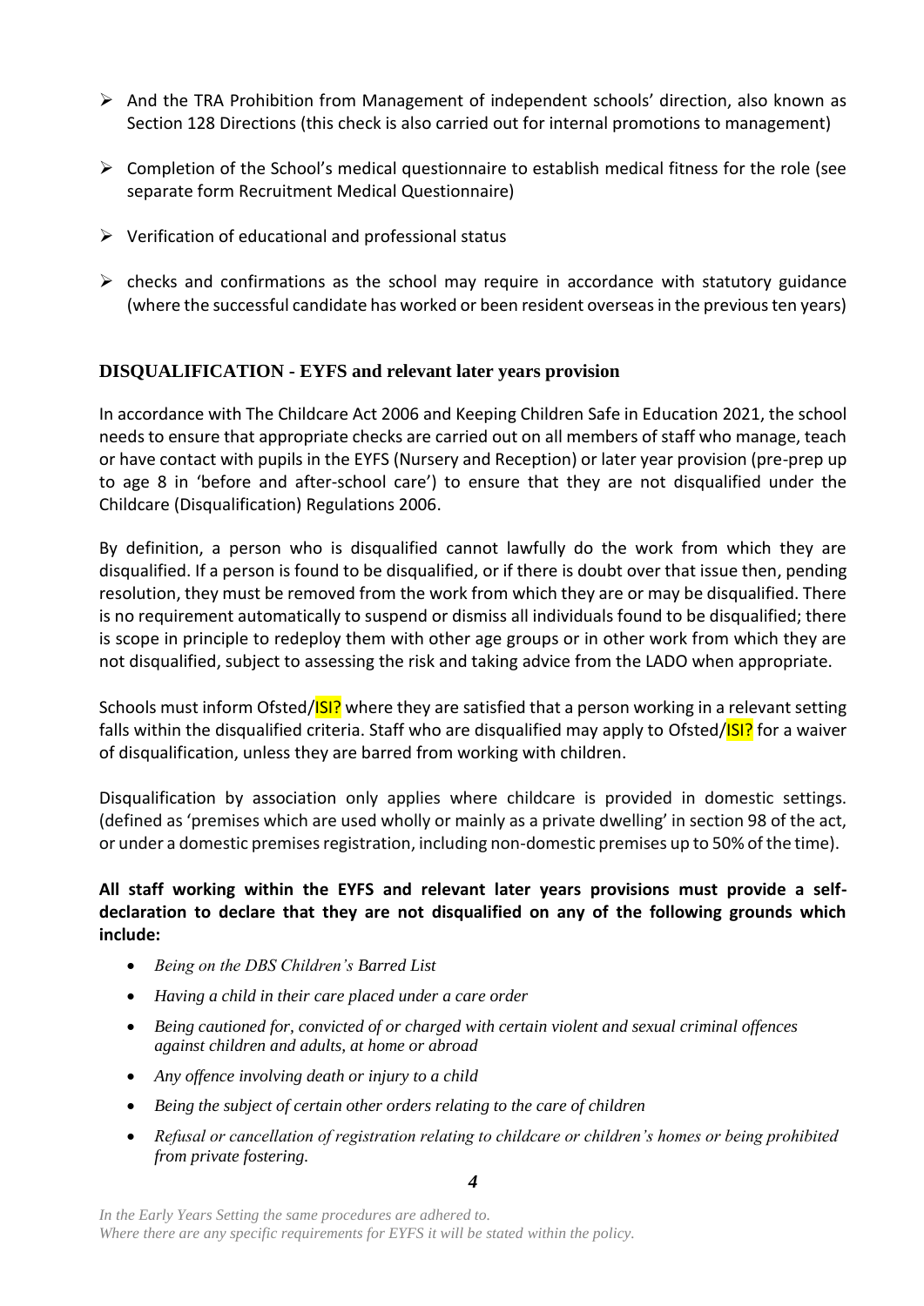- And the TRA Prohibition from Management of independent schools' direction, also known as Section 128 Directions (this check is also carried out for internal promotions to management)
- Completion of the School's medical questionnaire to establish medical fitness for the role (see separate form Recruitment Medical Questionnaire)
- Verification of educational and professional status
- checks and confirmations as the school may require in accordance with statutory guidance (where the successful candidate has worked or been resident overseas in the previous ten years)

## DISQUALIFICATION - EYFS and relevant later years provision

In accordance with The Childcare Act 2006 and Keeping Children Safe in Education 2021, the school needs to ensure that appropriate checks are carried out on all members of staff who manage, teach or have contact with pupils in the EYFS (Nursery and Reception) or later year provision (pre-prep up to age 8 in 'before and after-school care') to ensure that they are not disqualified under the Childcare (Disqualification) Regulations 2006.

By definition, a person who is disqualified cannot lawfully do the work from which they are disqualified. If a person is found to be disqualified, or if there is doubt over that issue then, pending resolution, they must be removed from the work from which they are or may be disqualified. There is no requirement automatically to suspend or dismiss all individuals found to be disqualified; there is scope in principle to redeploy them with other age groups or in other work from which they are not disqualified, subject to assessing the risk and taking advice from the LADO when appropriate.

Schools must inform Ofsted/ISI? where they are satisfied that a person working in a relevant setting falls within the disqualified criteria. Staff who are disqualified may apply to Ofsted/ISI? for a waiver of disqualification, unless they are barred from working with children.

Disqualification by association only applies where childcare is provided in domestic settings. (defined as 'premises which are used wholly or mainly as a private dwelling' in section 98 of the act, or under a domestic premises registration, including non-domestic premises up to 50% of the time).

**All staff working within the EYFS and relevant later years provisions must provide a self-declaration to declare that they are not disqualified on any of the following grounds which include:**

- *Being on the DBS Children's Barred List*
- *Having a child in their care placed under a care order*
- *Being cautioned for, convicted of or charged with certain violent and sexual criminal offences against children and adults, at home or abroad*
- *Any offence involving death or injury to a child*
- *Being the subject of certain other orders relating to the care of children*
- *Refusal or cancellation of registration relating to childcare or children's homes or being prohibited from private fostering.*

*In the Early Years Setting the same procedures are adhered to.*
*Where there are any specific requirements for EYFS it will be stated within the policy.*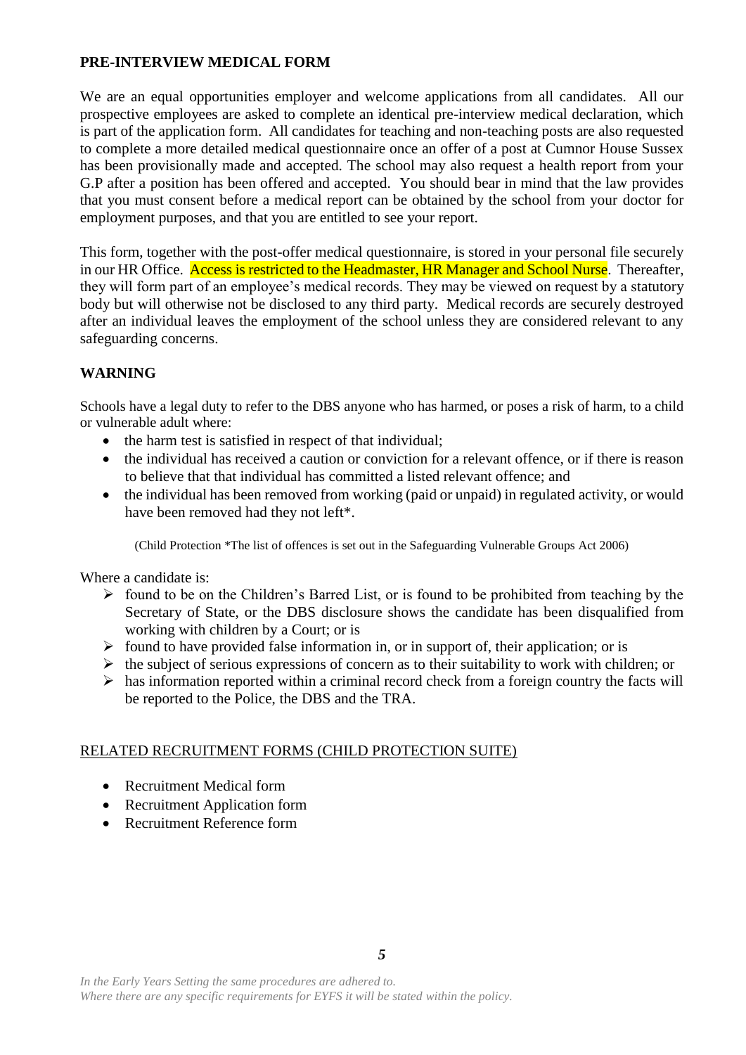**PRE-INTERVIEW MEDICAL FORM**

We are an equal opportunities employer and welcome applications from all candidates. All our prospective employees are asked to complete an identical pre-interview medical declaration, which is part of the application form. All candidates for teaching and non-teaching posts are also requested to complete a more detailed medical questionnaire once an offer of a post at Cumnor House Sussex has been provisionally made and accepted. The school may also request a health report from your G.P after a position has been offered and accepted. You should bear in mind that the law provides that you must consent before a medical report can be obtained by the school from your doctor for employment purposes, and that you are entitled to see your report.

This form, together with the post-offer medical questionnaire, is stored in your personal file securely in our HR Office. Access is restricted to the Headmaster, HR Manager and School Nurse. Thereafter, they will form part of an employee's medical records. They may be viewed on request by a statutory body but will otherwise not be disclosed to any third party. Medical records are securely destroyed after an individual leaves the employment of the school unless they are considered relevant to any safeguarding concerns.

**WARNING**

Schools have a legal duty to refer to the DBS anyone who has harmed, or poses a risk of harm, to a child or vulnerable adult where:

- the harm test is satisfied in respect of that individual;
- the individual has received a caution or conviction for a relevant offence, or if there is reason to believe that that individual has committed a listed relevant offence; and
- the individual has been removed from working (paid or unpaid) in regulated activity, or would have been removed had they not left*.

(Child Protection *The list of offences is set out in the Safeguarding Vulnerable Groups Act 2006)

Where a candidate is:

- found to be on the Children's Barred List, or is found to be prohibited from teaching by the Secretary of State, or the DBS disclosure shows the candidate has been disqualified from working with children by a Court; or is
- found to have provided false information in, or in support of, their application; or is
- the subject of serious expressions of concern as to their suitability to work with children; or
- has information reported within a criminal record check from a foreign country the facts will be reported to the Police, the DBS and the TRA.

RELATED RECRUITMENT FORMS (CHILD PROTECTION SUITE)

- Recruitment Medical form
- Recruitment Application form
- Recruitment Reference form

*In the Early Years Setting the same procedures are adhered to.*
*Where there are any specific requirements for EYFS it will be stated within the policy.*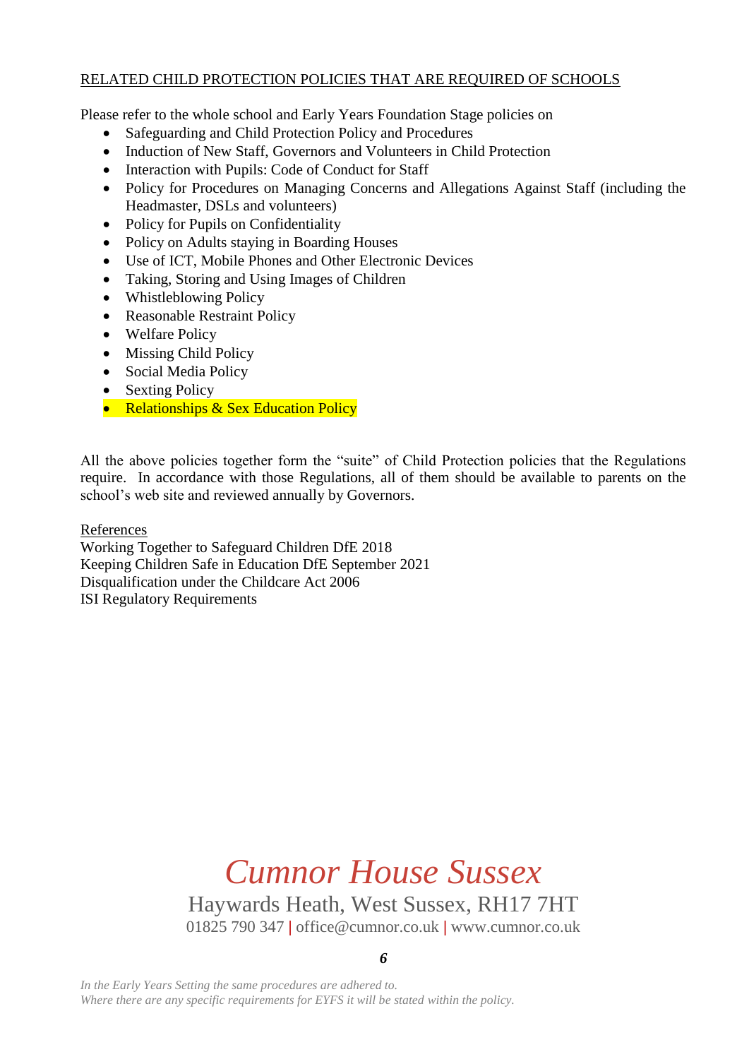## RELATED CHILD PROTECTION POLICIES THAT ARE REQUIRED OF SCHOOLS

Please refer to the whole school and Early Years Foundation Stage policies on

- Safeguarding and Child Protection Policy and Procedures
- Induction of New Staff, Governors and Volunteers in Child Protection
- Interaction with Pupils: Code of Conduct for Staff
- Policy for Procedures on Managing Concerns and Allegations Against Staff (including the Headmaster, DSLs and volunteers)
- Policy for Pupils on Confidentiality
- Policy on Adults staying in Boarding Houses
- Use of ICT, Mobile Phones and Other Electronic Devices
- Taking, Storing and Using Images of Children
- Whistleblowing Policy
- Reasonable Restraint Policy
- Welfare Policy
- Missing Child Policy
- Social Media Policy
- Sexting Policy
- Relationships & Sex Education Policy

All the above policies together form the "suite" of Child Protection policies that the Regulations require. In accordance with those Regulations, all of them should be available to parents on the school's web site and reviewed annually by Governors.

References

Working Together to Safeguard Children DfE 2018
Keeping Children Safe in Education DfE September 2021
Disqualification under the Childcare Act 2006
ISI Regulatory Requirements

*Cumnor House Sussex*

Haywards Heath, West Sussex, RH17 7HT
01825 790 347 | office@cumnor.co.uk | www.cumnor.co.uk

*In the Early Years Setting the same procedures are adhered to.*
*Where there are any specific requirements for EYFS it will be stated within the policy.*